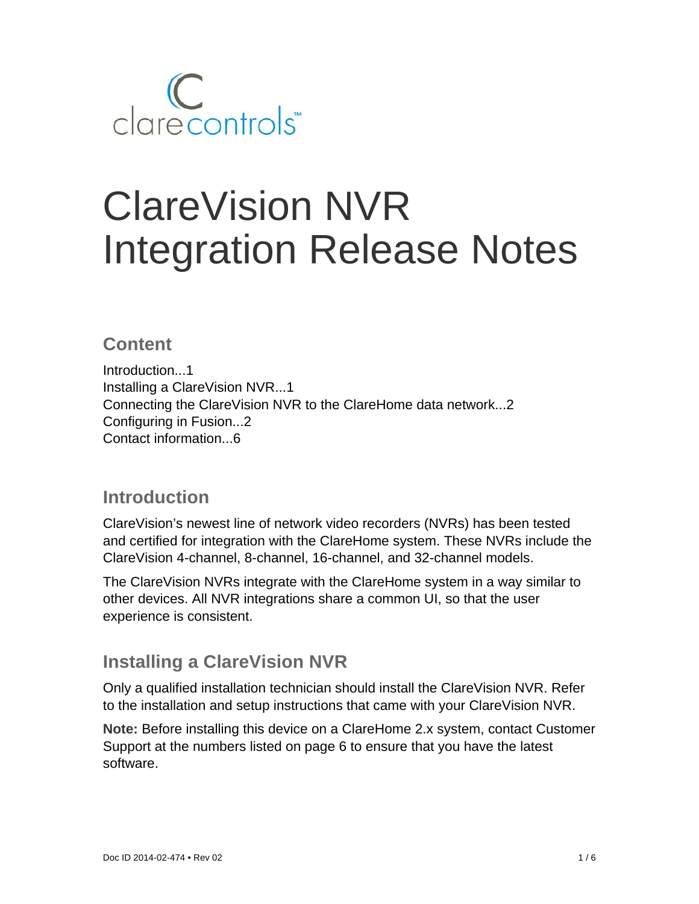# ClareVision NVR Integration Release Notes

## Content

Introduction...1
Installing a ClareVision NVR...1
Connecting the ClareVision NVR to the ClareHome data network...2
Configuring in Fusion...2
Contact information...6

## Introduction

ClareVision's newest line of network video recorders (NVRs) has been tested and certified for integration with the ClareHome system. These NVRs include the ClareVision 4-channel, 8-channel, 16-channel, and 32-channel models.

The ClareVision NVRs integrate with the ClareHome system in a way similar to other devices. All NVR integrations share a common UI, so that the user experience is consistent.

## Installing a ClareVision NVR

Only a qualified installation technician should install the ClareVision NVR. Refer to the installation and setup instructions that came with your ClareVision NVR.

**Note:** Before installing this device on a ClareHome 2.x system, contact Customer Support at the numbers listed on page 6 to ensure that you have the latest software.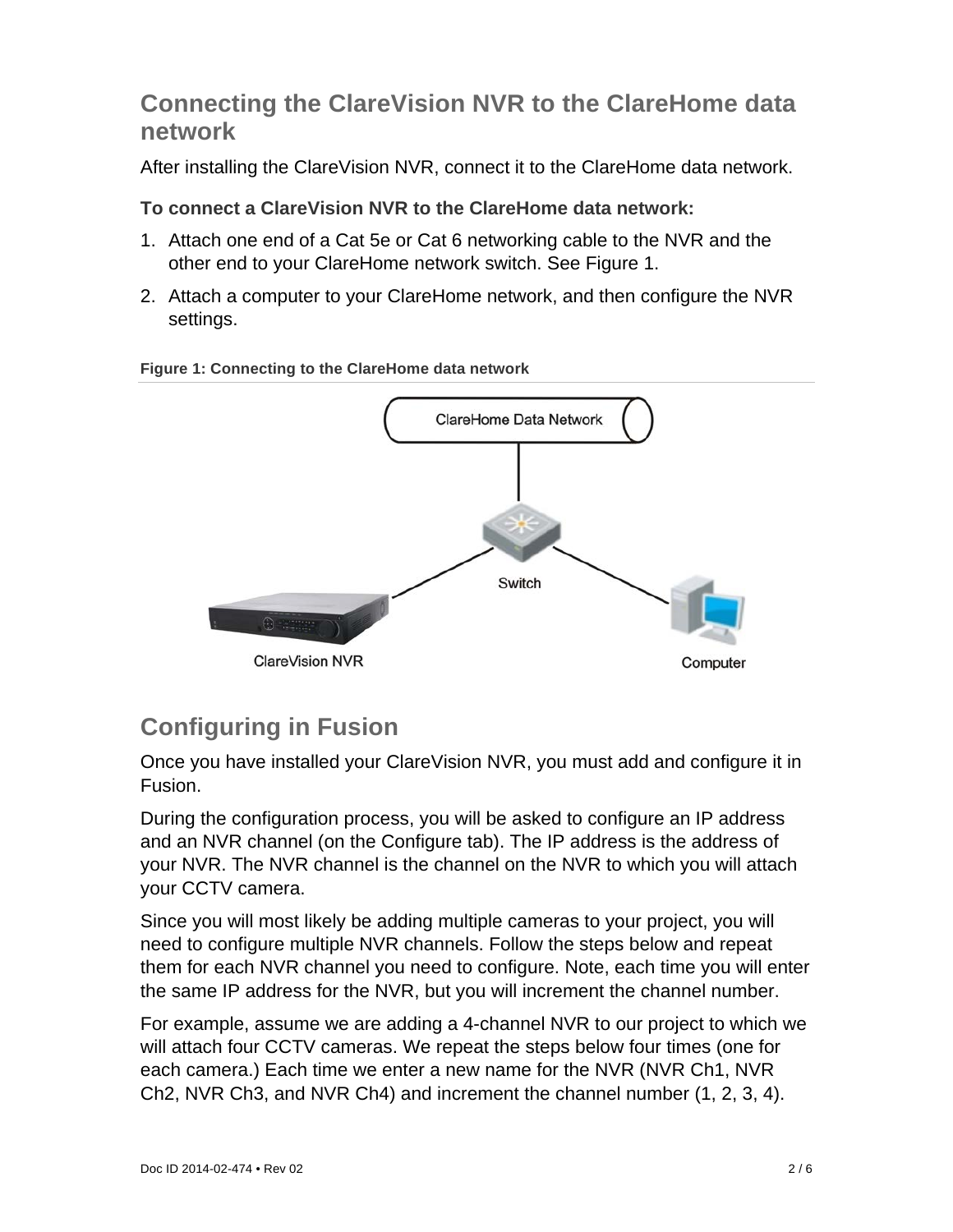## Connecting the ClareVision NVR to the ClareHome data network

After installing the ClareVision NVR, connect it to the ClareHome data network.

**To connect a ClareVision NVR to the ClareHome data network:**

1. Attach one end of a Cat 5e or Cat 6 networking cable to the NVR and the other end to your ClareHome network switch. See Figure 1.
2. Attach a computer to your ClareHome network, and then configure the NVR settings.

**Figure 1: Connecting to the ClareHome data network**

ClareHome Data Network

Switch

ClareVision NVR

Computer

## Configuring in Fusion

Once you have installed your ClareVision NVR, you must add and configure it in Fusion.

During the configuration process, you will be asked to configure an IP address and an NVR channel (on the Configure tab). The IP address is the address of your NVR. The NVR channel is the channel on the NVR to which you will attach your CCTV camera.

Since you will most likely be adding multiple cameras to your project, you will need to configure multiple NVR channels. Follow the steps below and repeat them for each NVR channel you need to configure. Note, each time you will enter the same IP address for the NVR, but you will increment the channel number.

For example, assume we are adding a 4-channel NVR to our project to which we will attach four CCTV cameras. We repeat the steps below four times (one for each camera.) Each time we enter a new name for the NVR (NVR Ch1, NVR Ch2, NVR Ch3, and NVR Ch4) and increment the channel number (1, 2, 3, 4).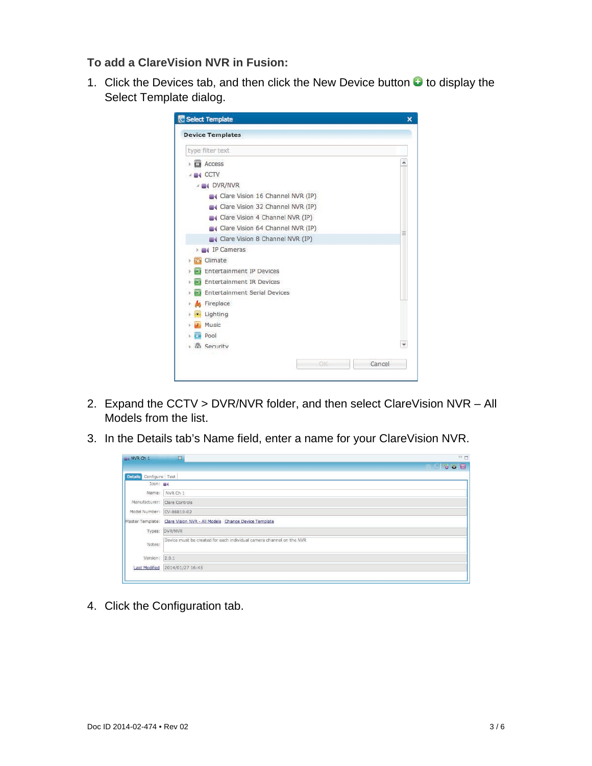**To add a ClareVision NVR in Fusion:**

1. Click the Devices tab, and then click the New Device button to display the Select Template dialog.

2. Expand the CCTV > DVR/NVR folder, and then select ClareVision NVR – All Models from the list.

3. In the Details tab's Name field, enter a name for your ClareVision NVR.

4. Click the Configuration tab.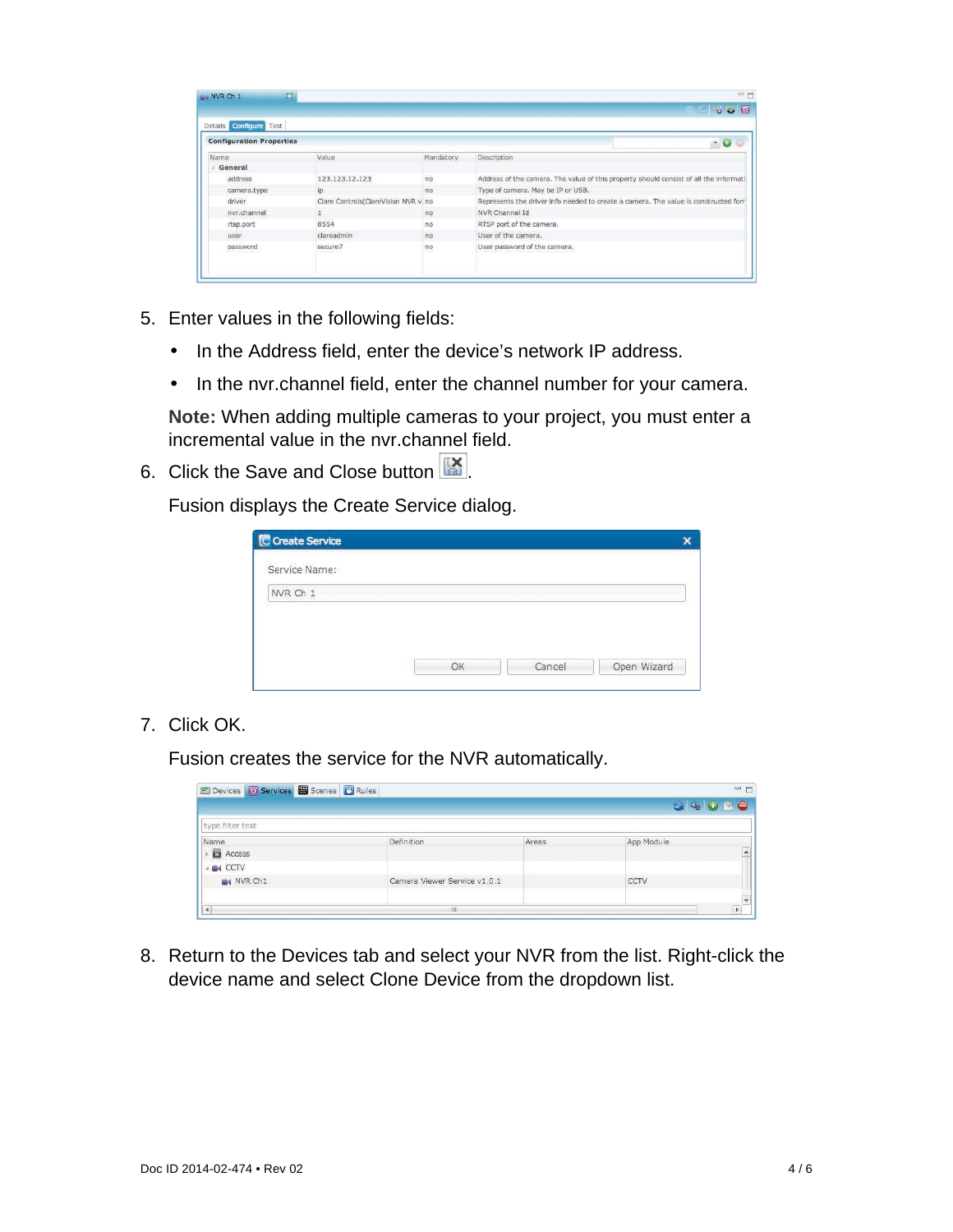5. Enter values in the following fields:
   - In the Address field, enter the device's network IP address.
   - In the nvr.channel field, enter the channel number for your camera.

   **Note:** When adding multiple cameras to your project, you must enter a incremental value in the nvr.channel field.

6. Click the Save and Close button .

   Fusion displays the Create Service dialog.

7. Click OK.

   Fusion creates the service for the NVR automatically.

8. Return to the Devices tab and select your NVR from the list. Right-click the device name and select Clone Device from the dropdown list.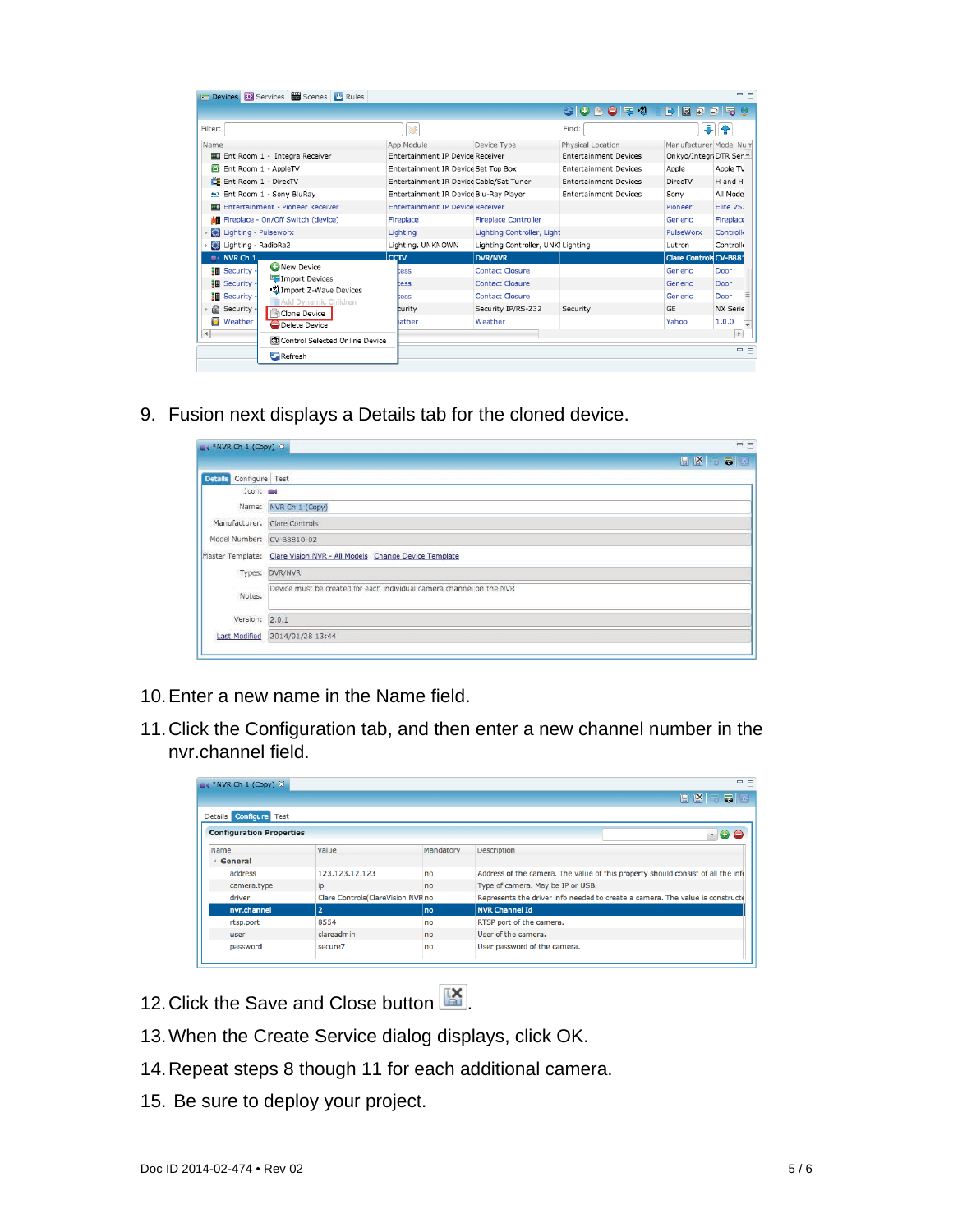9. Fusion next displays a Details tab for the cloned device.

10. Enter a new name in the Name field.

11. Click the Configuration tab, and then enter a new channel number in the nvr.channel field.

12. Click the Save and Close button .

13. When the Create Service dialog displays, click OK.

14. Repeat steps 8 though 11 for each additional camera.

15. Be sure to deploy your project.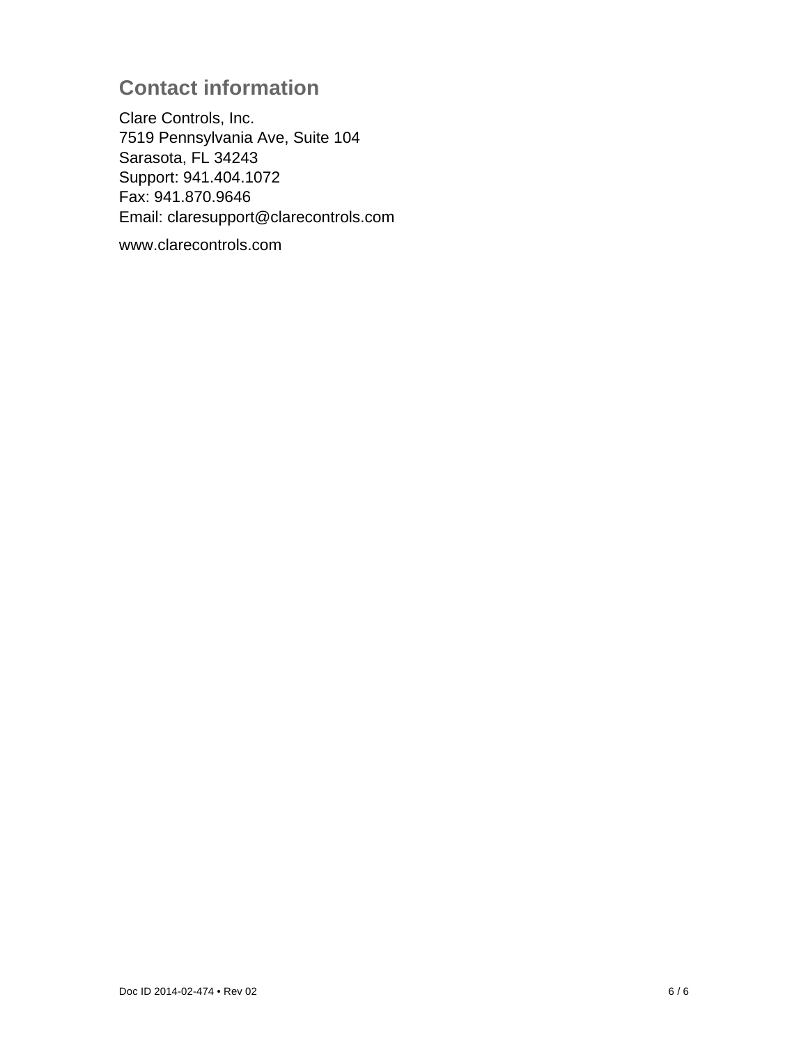## Contact information

Clare Controls, Inc.
7519 Pennsylvania Ave, Suite 104
Sarasota, FL 34243
Support: 941.404.1072
Fax: 941.870.9646
Email: claresupport@clarecontrols.com

www.clarecontrols.com